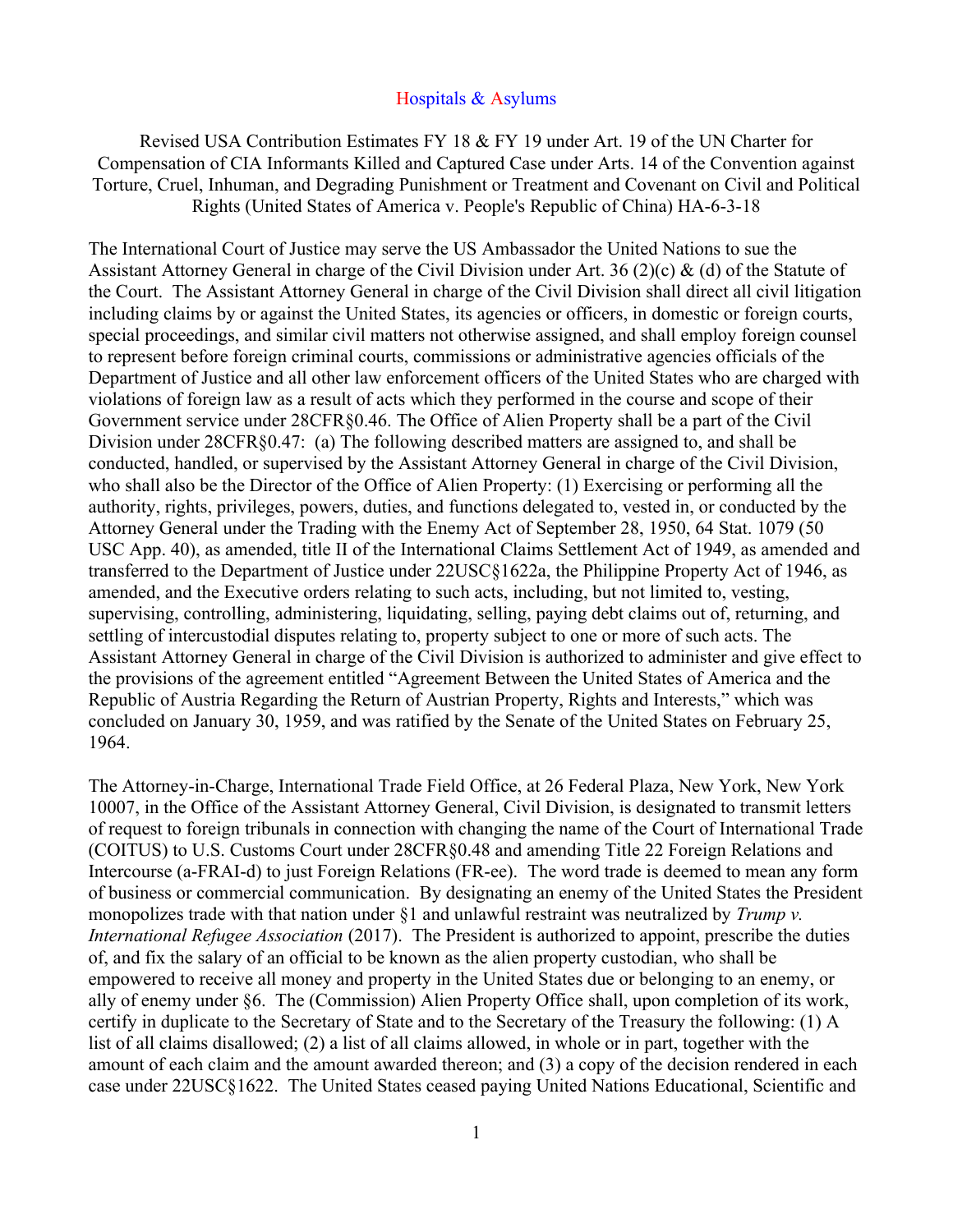# Hospitals & Asylums

Revised USA Contribution Estimates FY 18 & FY 19 under Art. 19 of the UN Charter for Compensation of CIA Informants Killed and Captured Case under Arts. 14 of the Convention against Torture, Cruel, Inhuman, and Degrading Punishment or Treatment and Covenant on Civil and Political Rights (United States of America v. People's Republic of China) HA-6-3-18

The International Court of Justice may serve the US Ambassador the United Nations to sue the Assistant Attorney General in charge of the Civil Division under Art. 36 (2)(c) & (d) of the Statute of the Court. The Assistant Attorney General in charge of the Civil Division shall direct all civil litigation including claims by or against the United States, its agencies or officers, in domestic or foreign courts, special proceedings, and similar civil matters not otherwise assigned, and shall employ foreign counsel to represent before foreign criminal courts, commissions or administrative agencies officials of the Department of Justice and all other law enforcement officers of the United States who are charged with violations of foreign law as a result of acts which they performed in the course and scope of their Government service under 28CFR§0.46. The Office of Alien Property shall be a part of the Civil Division under 28CFR§0.47: (a) The following described matters are assigned to, and shall be conducted, handled, or supervised by the Assistant Attorney General in charge of the Civil Division, who shall also be the Director of the Office of Alien Property: (1) Exercising or performing all the authority, rights, privileges, powers, duties, and functions delegated to, vested in, or conducted by the Attorney General under the Trading with the Enemy Act of September 28, 1950, 64 Stat. 1079 (50 USC App. 40), as amended, title II of the International Claims Settlement Act of 1949, as amended and transferred to the Department of Justice under 22USC§1622a, the Philippine Property Act of 1946, as amended, and the Executive orders relating to such acts, including, but not limited to, vesting, supervising, controlling, administering, liquidating, selling, paying debt claims out of, returning, and settling of intercustodial disputes relating to, property subject to one or more of such acts. The Assistant Attorney General in charge of the Civil Division is authorized to administer and give effect to the provisions of the agreement entitled "Agreement Between the United States of America and the Republic of Austria Regarding the Return of Austrian Property, Rights and Interests," which was concluded on January 30, 1959, and was ratified by the Senate of the United States on February 25, 1964.

The Attorney-in-Charge, International Trade Field Office, at 26 Federal Plaza, New York, New York 10007, in the Office of the Assistant Attorney General, Civil Division, is designated to transmit letters of request to foreign tribunals in connection with changing the name of the Court of International Trade (COITUS) to U.S. Customs Court under 28CFR§0.48 and amending Title 22 Foreign Relations and Intercourse (a-FRAI-d) to just Foreign Relations (FR-ee). The word trade is deemed to mean any form of business or commercial communication. By designating an enemy of the United States the President monopolizes trade with that nation under §1 and unlawful restraint was neutralized by *Trump v. International Refugee Association* (2017). The President is authorized to appoint, prescribe the duties of, and fix the salary of an official to be known as the alien property custodian, who shall be empowered to receive all money and property in the United States due or belonging to an enemy, or ally of enemy under §6. The (Commission) Alien Property Office shall, upon completion of its work, certify in duplicate to the Secretary of State and to the Secretary of the Treasury the following: (1) A list of all claims disallowed; (2) a list of all claims allowed, in whole or in part, together with the amount of each claim and the amount awarded thereon; and (3) a copy of the decision rendered in each case under 22USC§1622. The United States ceased paying United Nations Educational, Scientific and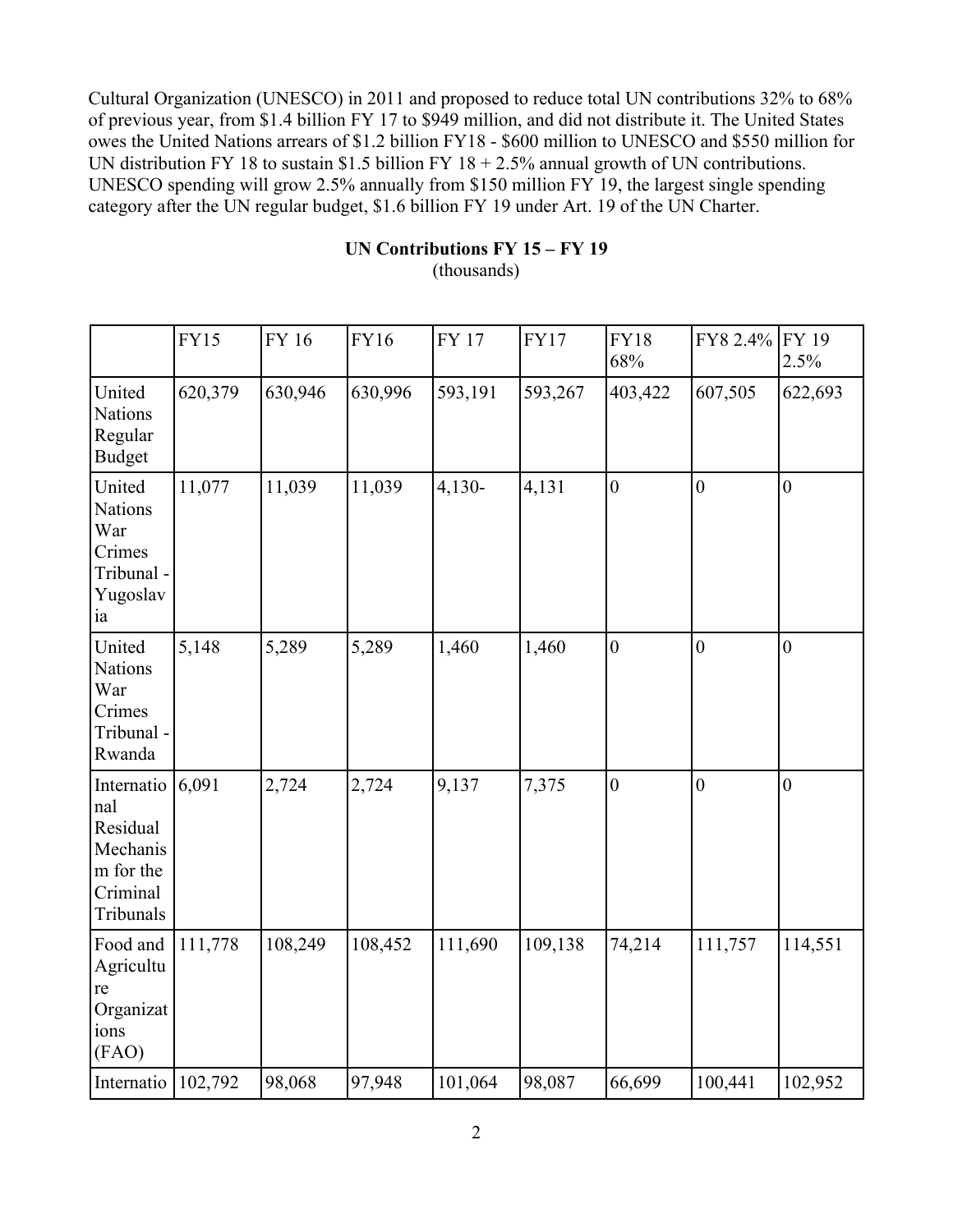Cultural Organization (UNESCO) in 2011 and proposed to reduce total UN contributions 32% to 68% of previous year, from $1.4 billion FY 17 to $949 million, and did not distribute it. The United States owes the United Nations arrears of $1.2 billion FY18 - $600 million to UNESCO and $550 million for UN distribution FY 18 to sustain $1.5 billion FY 18 + 2.5% annual growth of UN contributions. UNESCO spending will grow 2.5% annually from $150 million FY 19, the largest single spending category after the UN regular budget, $1.6 billion FY 19 under Art. 19 of the UN Charter.

**UN Contributions FY 15 – FY 19**
(thousands)

| | FY15 | FY 16 | FY16 | FY 17 | FY17 | FY18 68% | FY8 2.4% | FY 19 2.5% |
|---|---|---|---|---|---|---|---|---|
| United Nations Regular Budget | 620,379 | 630,946 | 630,996 | 593,191 | 593,267 | 403,422 | 607,505 | 622,693 |
| United Nations War Crimes Tribunal - Yugoslavia | 11,077 | 11,039 | 11,039 | 4,130- | 4,131 | 0 | 0 | 0 |
| United Nations War Crimes Tribunal - Rwanda | 5,148 | 5,289 | 5,289 | 1,460 | 1,460 | 0 | 0 | 0 |
| International Residual Mechanism for the Criminal Tribunals | 6,091 | 2,724 | 2,724 | 9,137 | 7,375 | 0 | 0 | 0 |
| Food and Agriculture Organizations (FAO) | 111,778 | 108,249 | 108,452 | 111,690 | 109,138 | 74,214 | 111,757 | 114,551 |
| Internatio | 102,792 | 98,068 | 97,948 | 101,064 | 98,087 | 66,699 | 100,441 | 102,952 |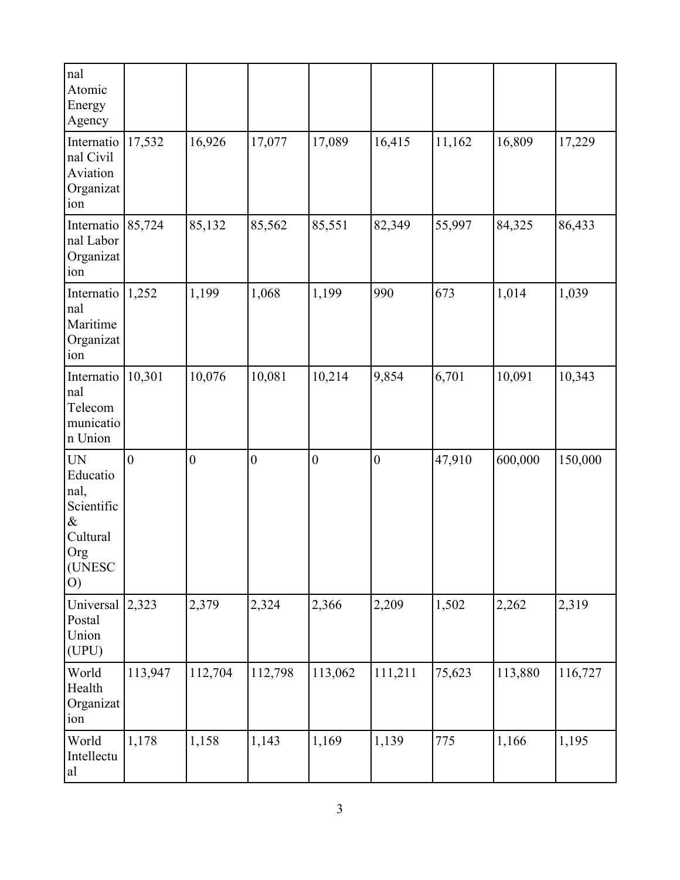| | | | | | | | | |
|---|---|---|---|---|---|---|---|---|
| nal Atomic Energy Agency | | | | | | | | |
| International Civil Aviation Organization | 17,532 | 16,926 | 17,077 | 17,089 | 16,415 | 11,162 | 16,809 | 17,229 |
| International Labor Organization | 85,724 | 85,132 | 85,562 | 85,551 | 82,349 | 55,997 | 84,325 | 86,433 |
| International Maritime Organization | 1,252 | 1,199 | 1,068 | 1,199 | 990 | 673 | 1,014 | 1,039 |
| International Telecommunication Union | 10,301 | 10,076 | 10,081 | 10,214 | 9,854 | 6,701 | 10,091 | 10,343 |
| UN Educational, Scientific & Cultural Org (UNESCO) | 0 | 0 | 0 | 0 | 0 | 47,910 | 600,000 | 150,000 |
| Universal Postal Union (UPU) | 2,323 | 2,379 | 2,324 | 2,366 | 2,209 | 1,502 | 2,262 | 2,319 |
| World Health Organization | 113,947 | 112,704 | 112,798 | 113,062 | 111,211 | 75,623 | 113,880 | 116,727 |
| World Intellectual | 1,178 | 1,158 | 1,143 | 1,169 | 1,139 | 775 | 1,166 | 1,195 |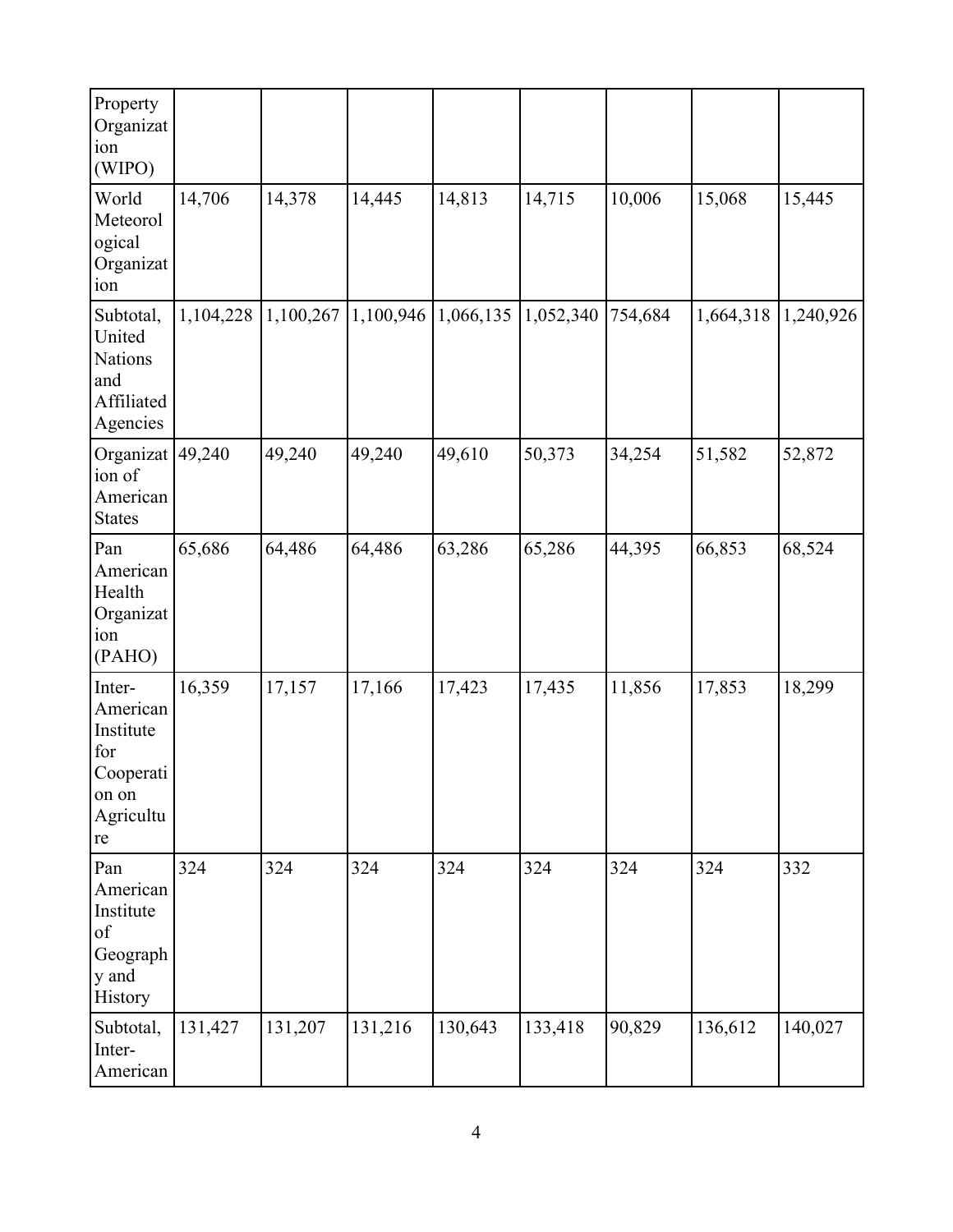| | | | | | | | | |
|---|---|---|---|---|---|---|---|---|
| Property Organization (WIPO) | | | | | | | | |
| World Meteorological Organization | 14,706 | 14,378 | 14,445 | 14,813 | 14,715 | 10,006 | 15,068 | 15,445 |
| Subtotal, United Nations and Affiliated Agencies | 1,104,228 | 1,100,267 | 1,100,946 | 1,066,135 | 1,052,340 | 754,684 | 1,664,318 | 1,240,926 |
| Organization of American States | 49,240 | 49,240 | 49,240 | 49,610 | 50,373 | 34,254 | 51,582 | 52,872 |
| Pan American Health Organization (PAHO) | 65,686 | 64,486 | 64,486 | 63,286 | 65,286 | 44,395 | 66,853 | 68,524 |
| Inter-American Institute for Cooperation on Agriculture | 16,359 | 17,157 | 17,166 | 17,423 | 17,435 | 11,856 | 17,853 | 18,299 |
| Pan American Institute of Geography and History | 324 | 324 | 324 | 324 | 324 | 324 | 324 | 332 |
| Subtotal, Inter-American | 131,427 | 131,207 | 131,216 | 130,643 | 133,418 | 90,829 | 136,612 | 140,027 |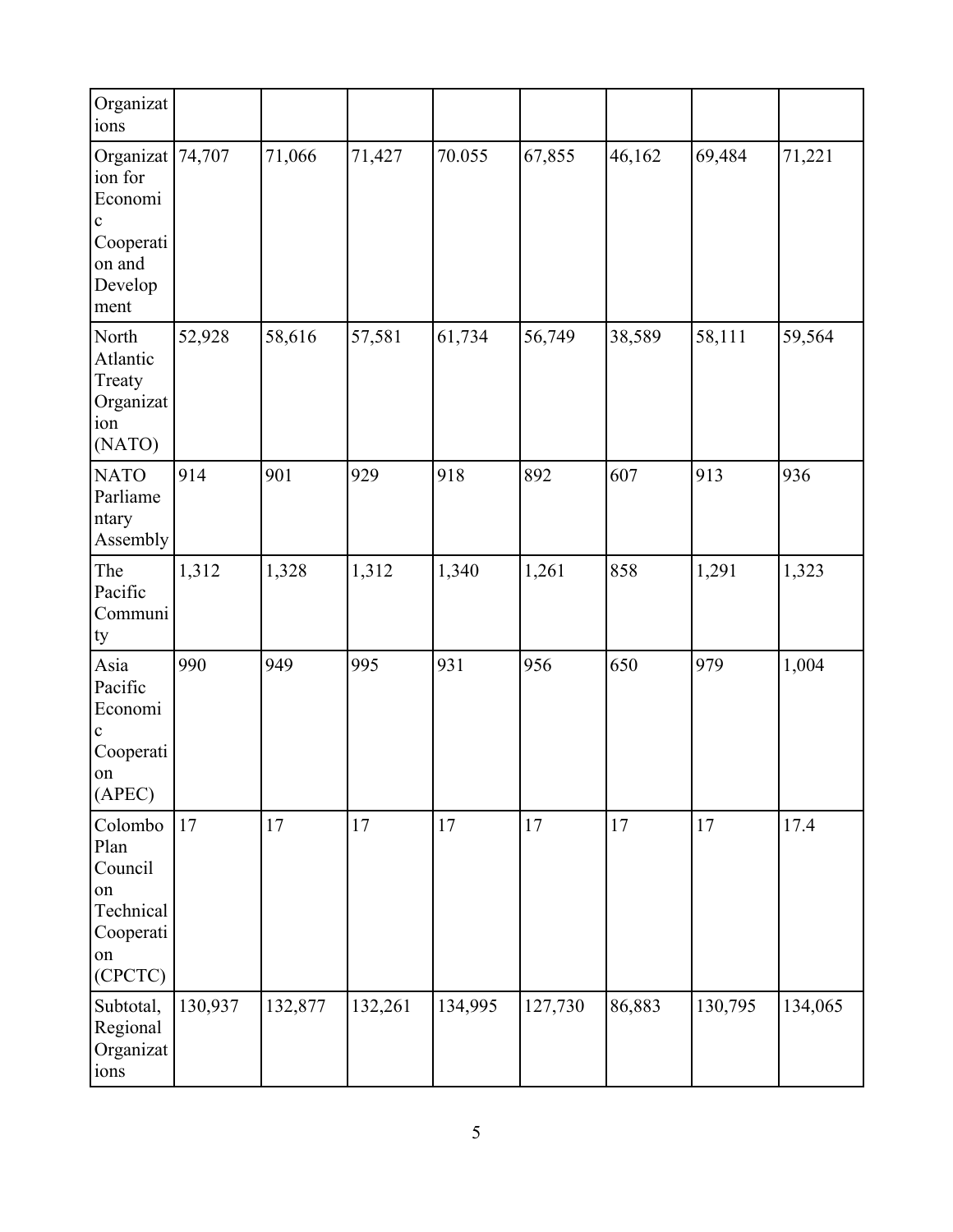| Organizations | | | | | | | | |
|---|---|---|---|---|---|---|---|---|
| Organization for Economic Cooperation and Development | 74,707 | 71,066 | 71,427 | 70.055 | 67,855 | 46,162 | 69,484 | 71,221 |
| North Atlantic Treaty Organization (NATO) | 52,928 | 58,616 | 57,581 | 61,734 | 56,749 | 38,589 | 58,111 | 59,564 |
| NATO Parliamentary Assembly | 914 | 901 | 929 | 918 | 892 | 607 | 913 | 936 |
| The Pacific Community | 1,312 | 1,328 | 1,312 | 1,340 | 1,261 | 858 | 1,291 | 1,323 |
| Asia Pacific Economic Cooperation (APEC) | 990 | 949 | 995 | 931 | 956 | 650 | 979 | 1,004 |
| Colombo Plan Council on Technical Cooperation (CPCTC) | 17 | 17 | 17 | 17 | 17 | 17 | 17 | 17.4 |
| Subtotal, Regional Organizations | 130,937 | 132,877 | 132,261 | 134,995 | 127,730 | 86,883 | 130,795 | 134,065 |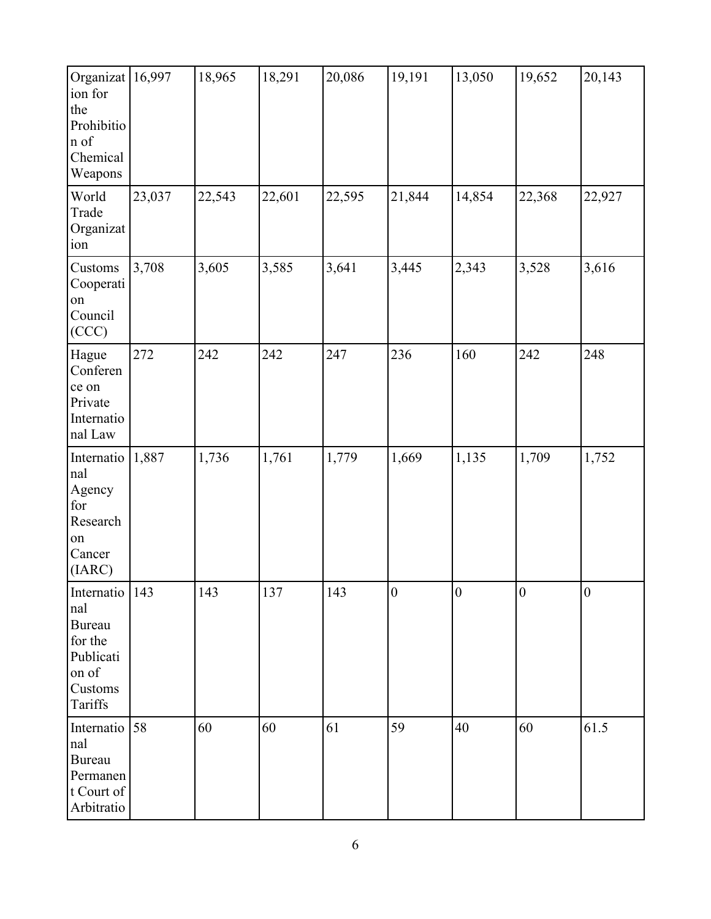| Organization for the Prohibition of Chemical Weapons | 16,997 | 18,965 | 18,291 | 20,086 | 19,191 | 13,050 | 19,652 | 20,143 |
|---|---|---|---|---|---|---|---|---|
| World Trade Organization | 23,037 | 22,543 | 22,601 | 22,595 | 21,844 | 14,854 | 22,368 | 22,927 |
| Customs Cooperation Council (CCC) | 3,708 | 3,605 | 3,585 | 3,641 | 3,445 | 2,343 | 3,528 | 3,616 |
| Hague Conference on Private International Law | 272 | 242 | 242 | 247 | 236 | 160 | 242 | 248 |
| International Agency for Research on Cancer (IARC) | 1,887 | 1,736 | 1,761 | 1,779 | 1,669 | 1,135 | 1,709 | 1,752 |
| International Bureau for the Publication of Customs Tariffs | 143 | 143 | 137 | 143 | 0 | 0 | 0 | 0 |
| International Bureau Permanent Court of Arbitratio | 58 | 60 | 60 | 61 | 59 | 40 | 60 | 61.5 |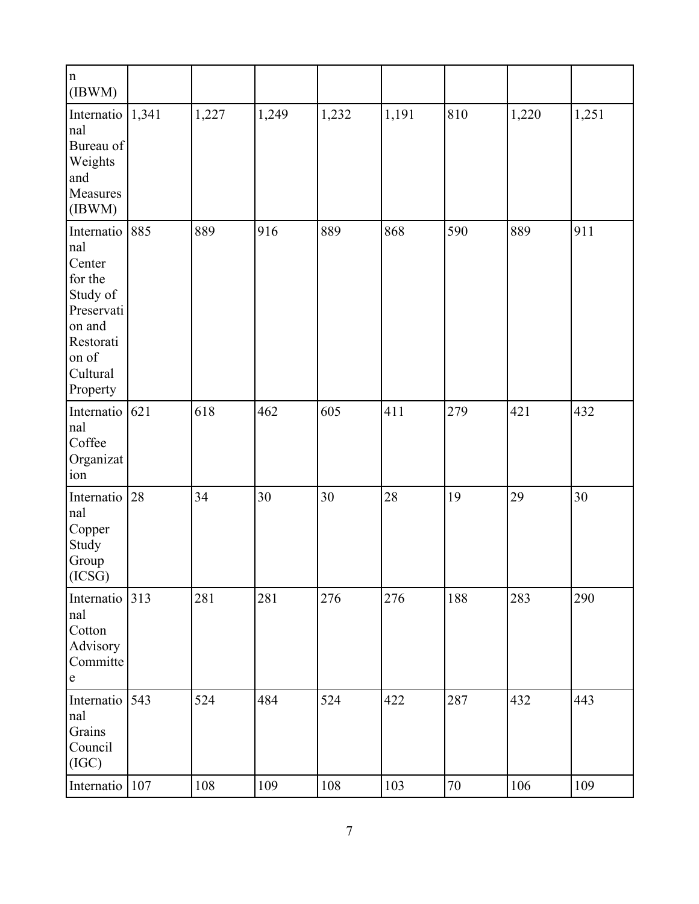| n (IBWM) | | | | | | | | |
|---|---|---|---|---|---|---|---|---|
| International Bureau of Weights and Measures (IBWM) | 1,341 | 1,227 | 1,249 | 1,232 | 1,191 | 810 | 1,220 | 1,251 |
| International Center for the Study of Preservation and Restoration of Cultural Property | 885 | 889 | 916 | 889 | 868 | 590 | 889 | 911 |
| International Coffee Organization | 621 | 618 | 462 | 605 | 411 | 279 | 421 | 432 |
| International Copper Study Group (ICSG) | 28 | 34 | 30 | 30 | 28 | 19 | 29 | 30 |
| International Cotton Advisory Committee | 313 | 281 | 281 | 276 | 276 | 188 | 283 | 290 |
| International Grains Council (IGC) | 543 | 524 | 484 | 524 | 422 | 287 | 432 | 443 |
| Internatio | 107 | 108 | 109 | 108 | 103 | 70 | 106 | 109 |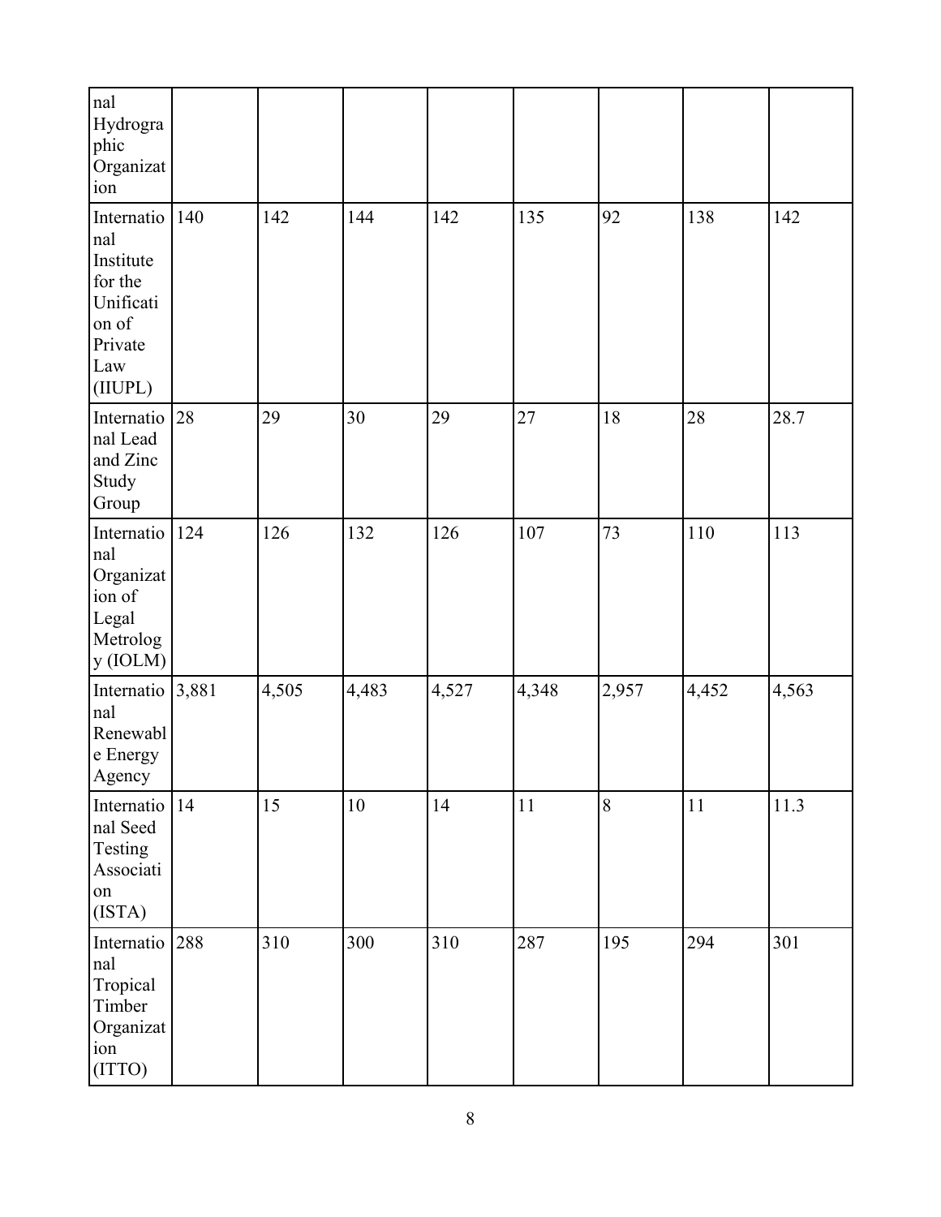| | | | | | | | | |
|---|---|---|---|---|---|---|---|---|
| nal Hydrographic Organization | | | | | | | | |
| International Institute for the Unification of Private Law (IIUPL) | 140 | 142 | 144 | 142 | 135 | 92 | 138 | 142 |
| International Lead and Zinc Study Group | 28 | 29 | 30 | 29 | 27 | 18 | 28 | 28.7 |
| International Organization of Legal Metrology (IOLM) | 124 | 126 | 132 | 126 | 107 | 73 | 110 | 113 |
| International Renewable Energy Agency | 3,881 | 4,505 | 4,483 | 4,527 | 4,348 | 2,957 | 4,452 | 4,563 |
| International Seed Testing Association (ISTA) | 14 | 15 | 10 | 14 | 11 | 8 | 11 | 11.3 |
| International Tropical Timber Organization (ITTO) | 288 | 310 | 300 | 310 | 287 | 195 | 294 | 301 |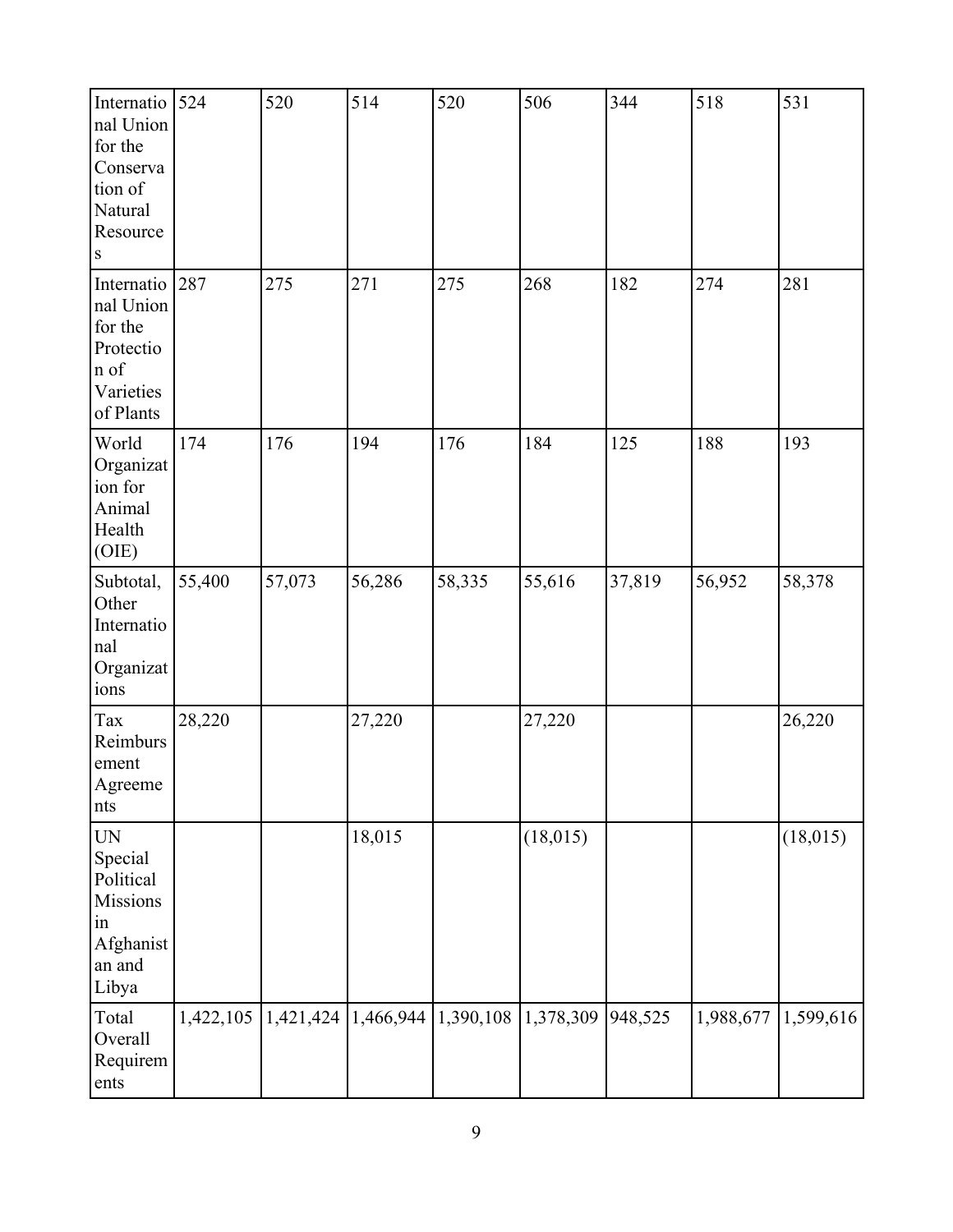| | | | | | | | | |
|---|---|---|---|---|---|---|---|---|
| International Union for the Conservation of Natural Resources | 524 | 520 | 514 | 520 | 506 | 344 | 518 | 531 |
| International Union for the Protection of Varieties of Plants | 287 | 275 | 271 | 275 | 268 | 182 | 274 | 281 |
| World Organization for Animal Health (OIE) | 174 | 176 | 194 | 176 | 184 | 125 | 188 | 193 |
| Subtotal, Other International Organizations | 55,400 | 57,073 | 56,286 | 58,335 | 55,616 | 37,819 | 56,952 | 58,378 |
| Tax Reimbursement Agreements | 28,220 | | 27,220 | | 27,220 | | | 26,220 |
| UN Special Political Missions in Afghanistan and Libya | | | 18,015 | | (18,015) | | | (18,015) |
| Total Overall Requirements | 1,422,105 | 1,421,424 | 1,466,944 | 1,390,108 | 1,378,309 | 948,525 | 1,988,677 | 1,599,616 |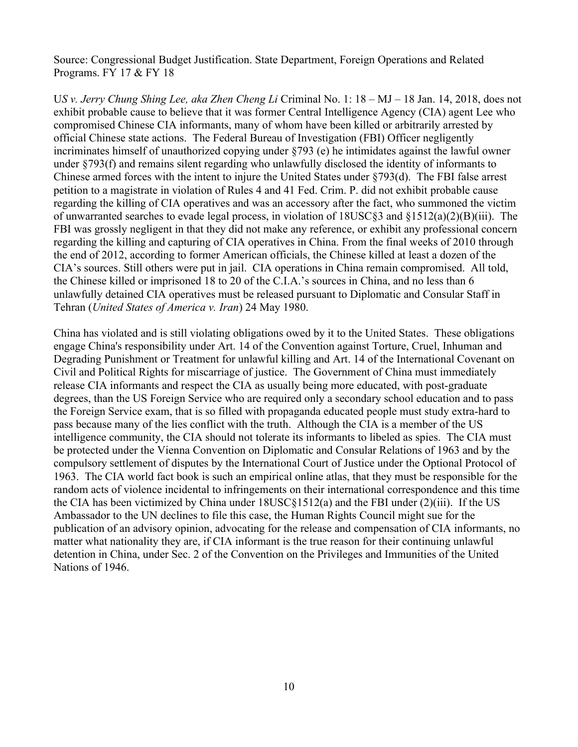Source: Congressional Budget Justification. State Department, Foreign Operations and Related Programs. FY 17 & FY 18

U*S v. Jerry Chung Shing Lee, aka Zhen Cheng Li* Criminal No. 1: 18 – MJ – 18 Jan. 14, 2018, does not exhibit probable cause to believe that it was former Central Intelligence Agency (CIA) agent Lee who compromised Chinese CIA informants, many of whom have been killed or arbitrarily arrested by official Chinese state actions. The Federal Bureau of Investigation (FBI) Officer negligently incriminates himself of unauthorized copying under §793 (e) he intimidates against the lawful owner under §793(f) and remains silent regarding who unlawfully disclosed the identity of informants to Chinese armed forces with the intent to injure the United States under §793(d). The FBI false arrest petition to a magistrate in violation of Rules 4 and 41 Fed. Crim. P. did not exhibit probable cause regarding the killing of CIA operatives and was an accessory after the fact, who summoned the victim of unwarranted searches to evade legal process, in violation of 18USC§3 and §1512(a)(2)(B)(iii). The FBI was grossly negligent in that they did not make any reference, or exhibit any professional concern regarding the killing and capturing of CIA operatives in China. From the final weeks of 2010 through the end of 2012, according to former American officials, the Chinese killed at least a dozen of the CIA's sources. Still others were put in jail. CIA operations in China remain compromised. All told, the Chinese killed or imprisoned 18 to 20 of the C.I.A.'s sources in China, and no less than 6 unlawfully detained CIA operatives must be released pursuant to Diplomatic and Consular Staff in Tehran (*United States of America v. Iran*) 24 May 1980.

China has violated and is still violating obligations owed by it to the United States. These obligations engage China's responsibility under Art. 14 of the Convention against Torture, Cruel, Inhuman and Degrading Punishment or Treatment for unlawful killing and Art. 14 of the International Covenant on Civil and Political Rights for miscarriage of justice. The Government of China must immediately release CIA informants and respect the CIA as usually being more educated, with post-graduate degrees, than the US Foreign Service who are required only a secondary school education and to pass the Foreign Service exam, that is so filled with propaganda educated people must study extra-hard to pass because many of the lies conflict with the truth. Although the CIA is a member of the US intelligence community, the CIA should not tolerate its informants to libeled as spies. The CIA must be protected under the Vienna Convention on Diplomatic and Consular Relations of 1963 and by the compulsory settlement of disputes by the International Court of Justice under the Optional Protocol of 1963. The CIA world fact book is such an empirical online atlas, that they must be responsible for the random acts of violence incidental to infringements on their international correspondence and this time the CIA has been victimized by China under 18USC§1512(a) and the FBI under (2)(iii). If the US Ambassador to the UN declines to file this case, the Human Rights Council might sue for the publication of an advisory opinion, advocating for the release and compensation of CIA informants, no matter what nationality they are, if CIA informant is the true reason for their continuing unlawful detention in China, under Sec. 2 of the Convention on the Privileges and Immunities of the United Nations of 1946.